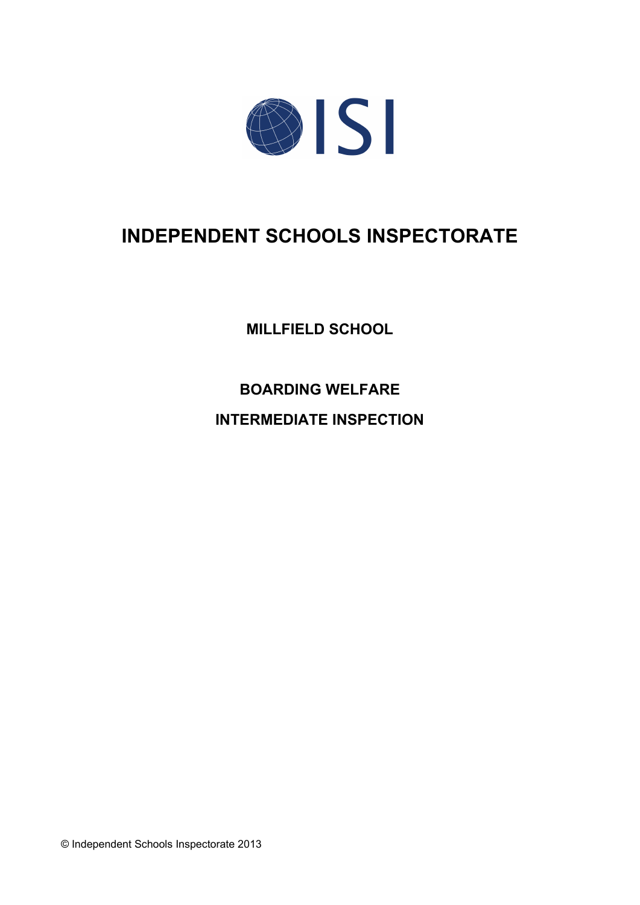# INDEPENDENT SCHOOLS INSPECTORATE

**MILLFIELD SCHOOL**

**BOARDING WELFARE**

**INTERMEDIATE INSPECTION**

© Independent Schools Inspectorate 2013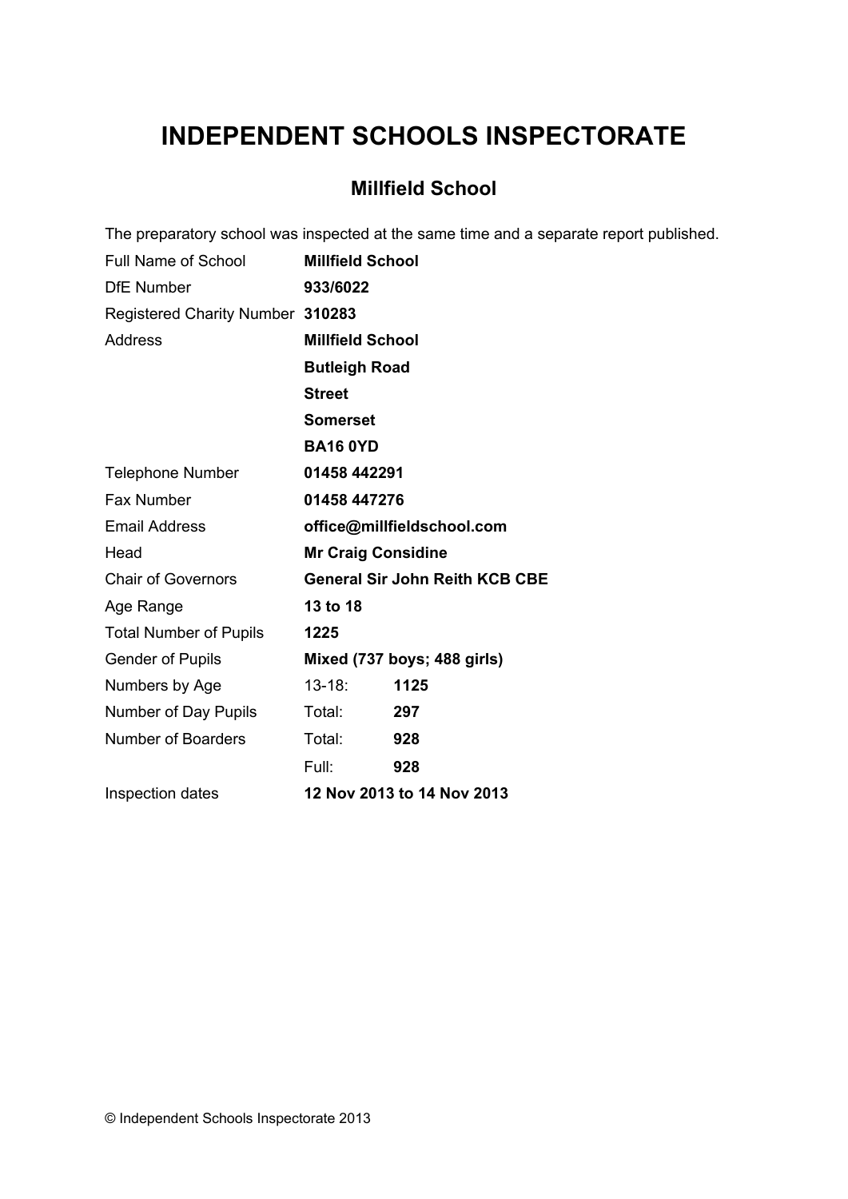# INDEPENDENT SCHOOLS INSPECTORATE

## Millfield School

The preparatory school was inspected at the same time and a separate report published.

| | | |
|---|---|---|
| Full Name of School | **Millfield School** | |
| DfE Number | **933/6022** | |
| Registered Charity Number | **310283** | |
| Address | **Millfield School** | |
| | **Butleigh Road** | |
| | **Street** | |
| | **Somerset** | |
| | **BA16 0YD** | |
| Telephone Number | **01458 442291** | |
| Fax Number | **01458 447276** | |
| Email Address | **office@millfieldschool.com** | |
| Head | **Mr Craig Considine** | |
| Chair of Governors | **General Sir John Reith KCB CBE** | |
| Age Range | **13 to 18** | |
| Total Number of Pupils | **1225** | |
| Gender of Pupils | **Mixed (737 boys; 488 girls)** | |
| Numbers by Age | 13-18: | **1125** |
| Number of Day Pupils | Total: | **297** |
| Number of Boarders | Total: | **928** |
| | Full: | **928** |
| Inspection dates | **12 Nov 2013 to 14 Nov 2013** | |

© Independent Schools Inspectorate 2013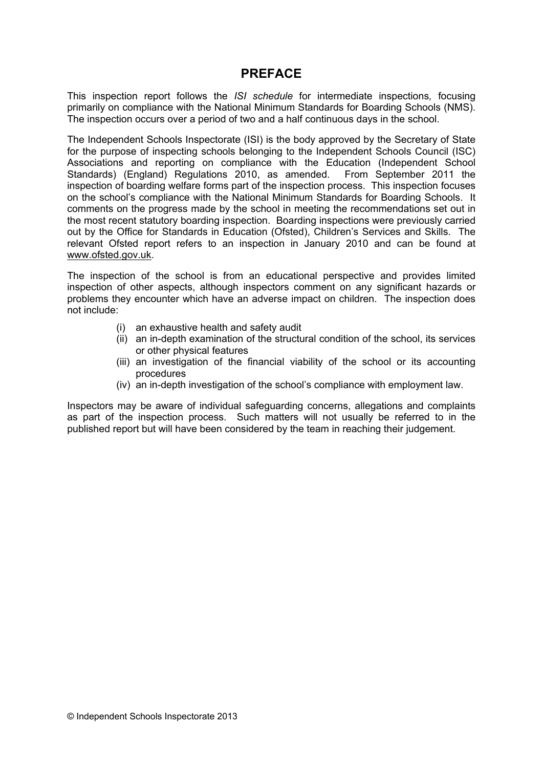# PREFACE

This inspection report follows the *ISI schedule* for intermediate inspections, focusing primarily on compliance with the National Minimum Standards for Boarding Schools (NMS). The inspection occurs over a period of two and a half continuous days in the school.

The Independent Schools Inspectorate (ISI) is the body approved by the Secretary of State for the purpose of inspecting schools belonging to the Independent Schools Council (ISC) Associations and reporting on compliance with the Education (Independent School Standards) (England) Regulations 2010, as amended. From September 2011 the inspection of boarding welfare forms part of the inspection process. This inspection focuses on the school's compliance with the National Minimum Standards for Boarding Schools. It comments on the progress made by the school in meeting the recommendations set out in the most recent statutory boarding inspection. Boarding inspections were previously carried out by the Office for Standards in Education (Ofsted), Children's Services and Skills. The relevant Ofsted report refers to an inspection in January 2010 and can be found at www.ofsted.gov.uk.

The inspection of the school is from an educational perspective and provides limited inspection of other aspects, although inspectors comment on any significant hazards or problems they encounter which have an adverse impact on children. The inspection does not include:

- (i) an exhaustive health and safety audit
- (ii) an in-depth examination of the structural condition of the school, its services or other physical features
- (iii) an investigation of the financial viability of the school or its accounting procedures
- (iv) an in-depth investigation of the school's compliance with employment law.

Inspectors may be aware of individual safeguarding concerns, allegations and complaints as part of the inspection process. Such matters will not usually be referred to in the published report but will have been considered by the team in reaching their judgement.

© Independent Schools Inspectorate 2013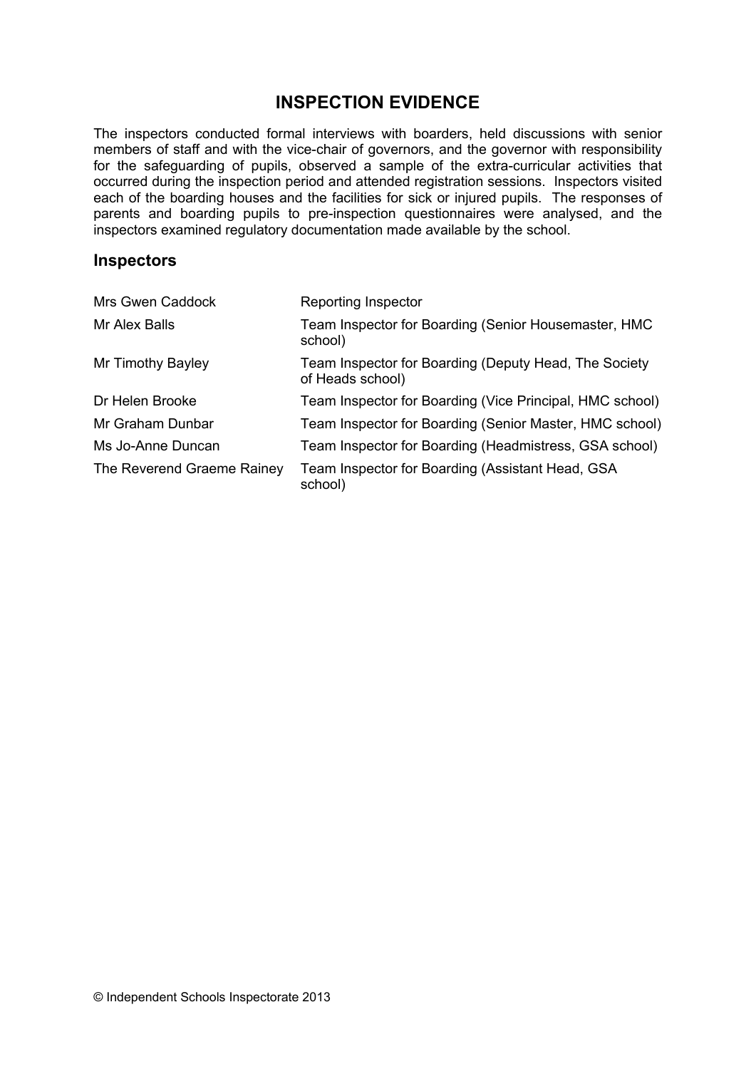# INSPECTION EVIDENCE

The inspectors conducted formal interviews with boarders, held discussions with senior members of staff and with the vice-chair of governors, and the governor with responsibility for the safeguarding of pupils, observed a sample of the extra-curricular activities that occurred during the inspection period and attended registration sessions. Inspectors visited each of the boarding houses and the facilities for sick or injured pupils. The responses of parents and boarding pupils to pre-inspection questionnaires were analysed, and the inspectors examined regulatory documentation made available by the school.

## Inspectors

| | |
|---|---|
| Mrs Gwen Caddock | Reporting Inspector |
| Mr Alex Balls | Team Inspector for Boarding (Senior Housemaster, HMC school) |
| Mr Timothy Bayley | Team Inspector for Boarding (Deputy Head, The Society of Heads school) |
| Dr Helen Brooke | Team Inspector for Boarding (Vice Principal, HMC school) |
| Mr Graham Dunbar | Team Inspector for Boarding (Senior Master, HMC school) |
| Ms Jo-Anne Duncan | Team Inspector for Boarding (Headmistress, GSA school) |
| The Reverend Graeme Rainey | Team Inspector for Boarding (Assistant Head, GSA school) |

© Independent Schools Inspectorate 2013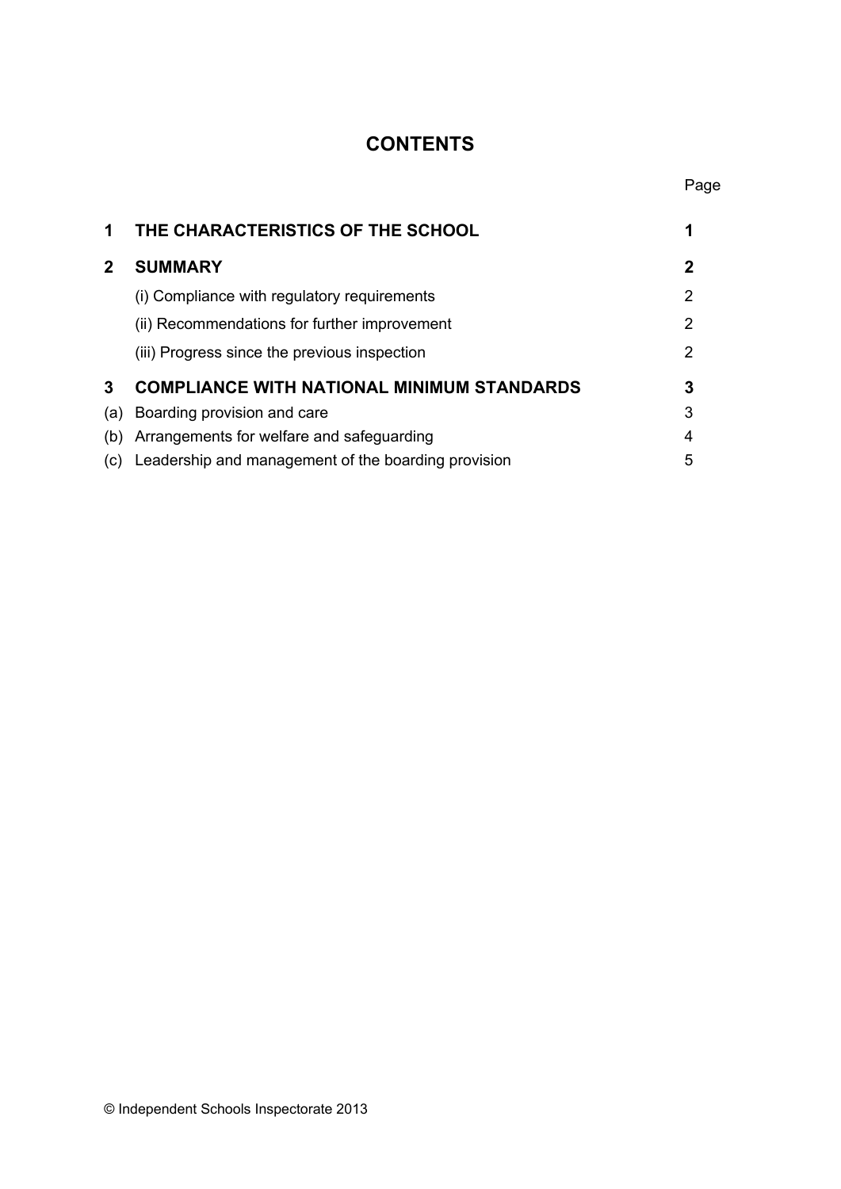# CONTENTS

| | | Page |
|---|---|---|
| **1** | **THE CHARACTERISTICS OF THE SCHOOL** | **1** |
| **2** | **SUMMARY** | **2** |
| | (i) Compliance with regulatory requirements | 2 |
| | (ii) Recommendations for further improvement | 2 |
| | (iii) Progress since the previous inspection | 2 |
| **3** | **COMPLIANCE WITH NATIONAL MINIMUM STANDARDS** | **3** |
| (a) | Boarding provision and care | 3 |
| (b) | Arrangements for welfare and safeguarding | 4 |
| (c) | Leadership and management of the boarding provision | 5 |

© Independent Schools Inspectorate 2013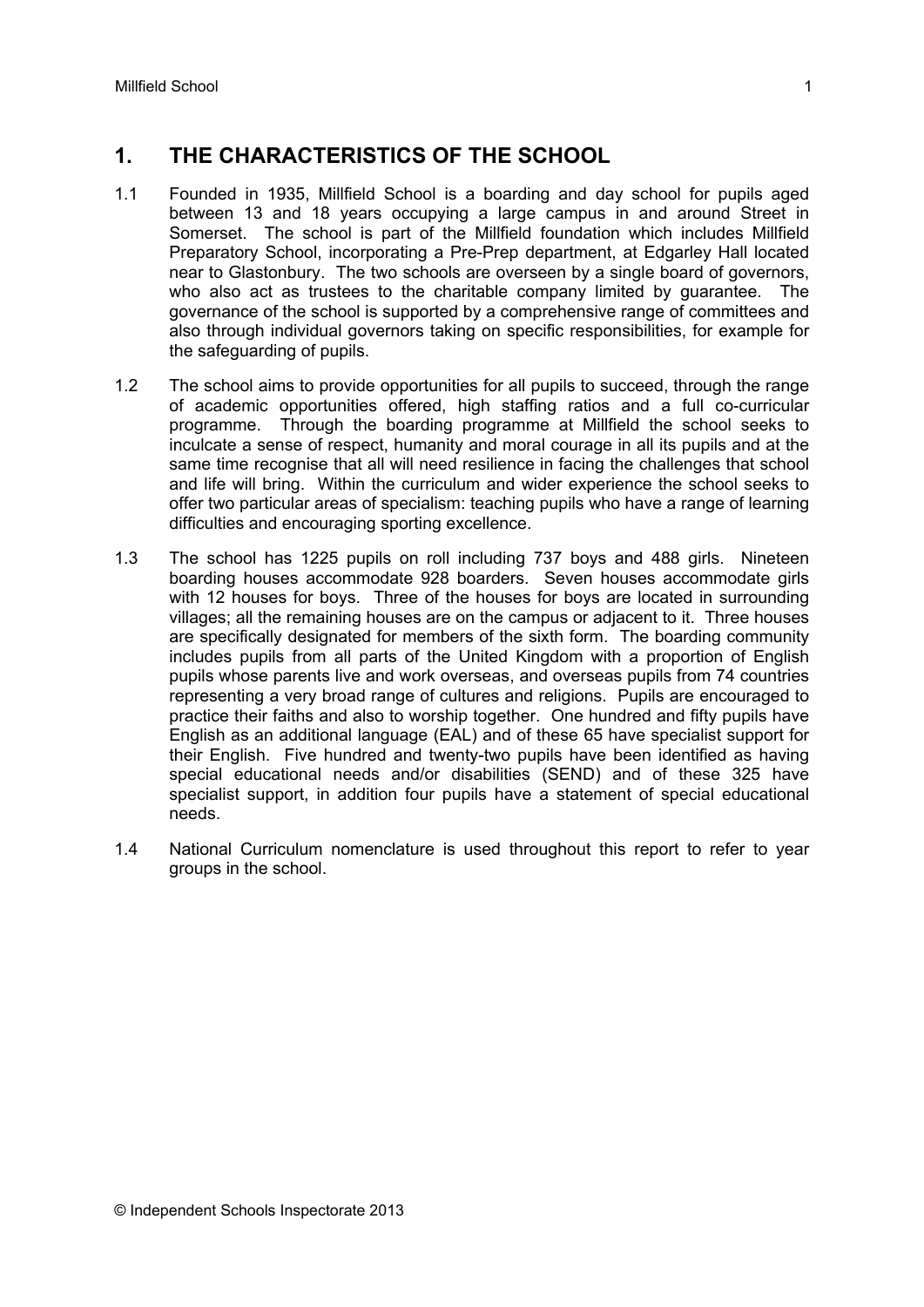## 1. THE CHARACTERISTICS OF THE SCHOOL

1.1 Founded in 1935, Millfield School is a boarding and day school for pupils aged between 13 and 18 years occupying a large campus in and around Street in Somerset. The school is part of the Millfield foundation which includes Millfield Preparatory School, incorporating a Pre-Prep department, at Edgarley Hall located near to Glastonbury. The two schools are overseen by a single board of governors, who also act as trustees to the charitable company limited by guarantee. The governance of the school is supported by a comprehensive range of committees and also through individual governors taking on specific responsibilities, for example for the safeguarding of pupils.

1.2 The school aims to provide opportunities for all pupils to succeed, through the range of academic opportunities offered, high staffing ratios and a full co-curricular programme. Through the boarding programme at Millfield the school seeks to inculcate a sense of respect, humanity and moral courage in all its pupils and at the same time recognise that all will need resilience in facing the challenges that school and life will bring. Within the curriculum and wider experience the school seeks to offer two particular areas of specialism: teaching pupils who have a range of learning difficulties and encouraging sporting excellence.

1.3 The school has 1225 pupils on roll including 737 boys and 488 girls. Nineteen boarding houses accommodate 928 boarders. Seven houses accommodate girls with 12 houses for boys. Three of the houses for boys are located in surrounding villages; all the remaining houses are on the campus or adjacent to it. Three houses are specifically designated for members of the sixth form. The boarding community includes pupils from all parts of the United Kingdom with a proportion of English pupils whose parents live and work overseas, and overseas pupils from 74 countries representing a very broad range of cultures and religions. Pupils are encouraged to practice their faiths and also to worship together. One hundred and fifty pupils have English as an additional language (EAL) and of these 65 have specialist support for their English. Five hundred and twenty-two pupils have been identified as having special educational needs and/or disabilities (SEND) and of these 325 have specialist support, in addition four pupils have a statement of special educational needs.

1.4 National Curriculum nomenclature is used throughout this report to refer to year groups in the school.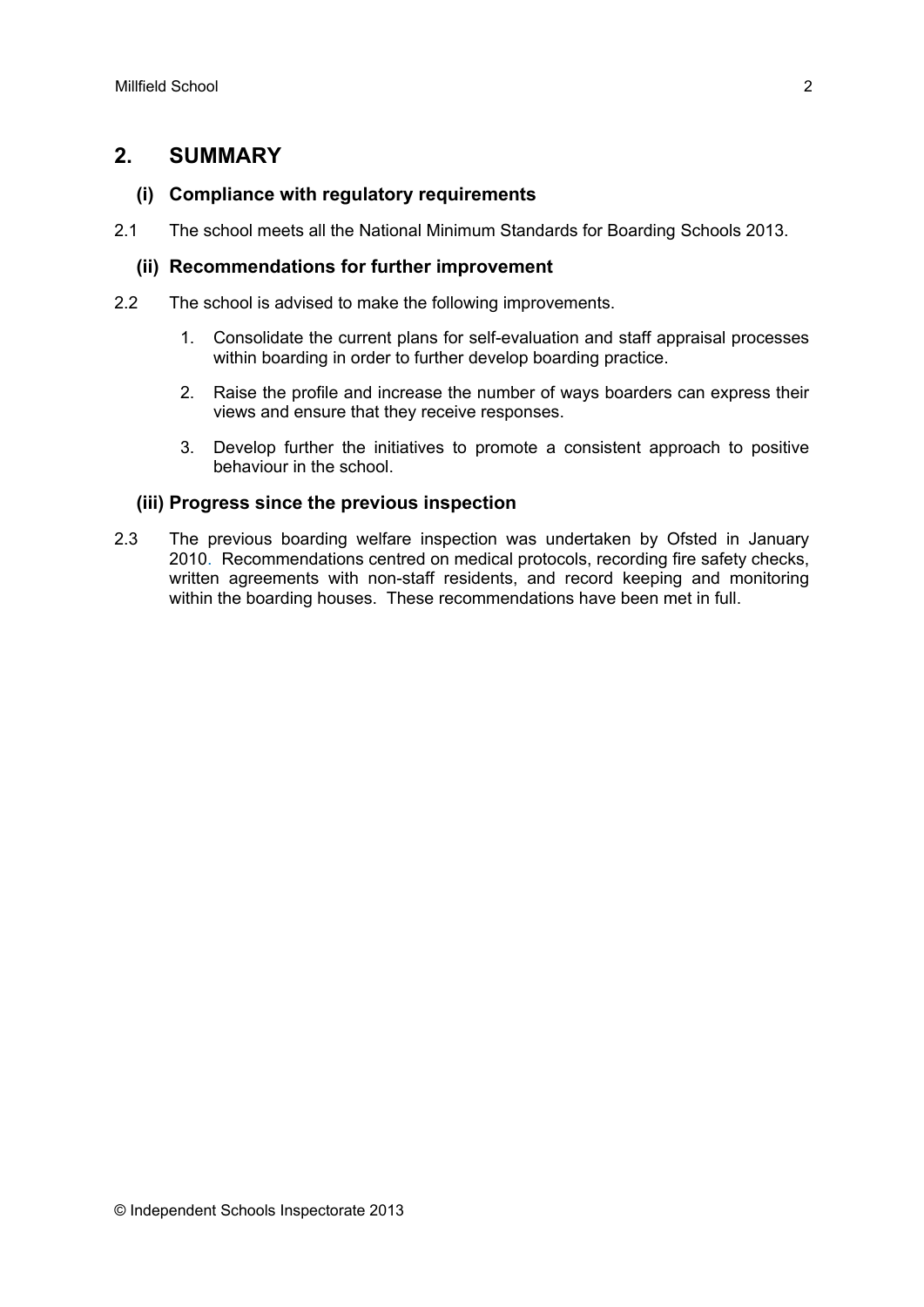## 2. SUMMARY

### (i) Compliance with regulatory requirements

2.1 The school meets all the National Minimum Standards for Boarding Schools 2013.

### (ii) Recommendations for further improvement

2.2 The school is advised to make the following improvements.

1. Consolidate the current plans for self-evaluation and staff appraisal processes within boarding in order to further develop boarding practice.
2. Raise the profile and increase the number of ways boarders can express their views and ensure that they receive responses.
3. Develop further the initiatives to promote a consistent approach to positive behaviour in the school.

### (iii) Progress since the previous inspection

2.3 The previous boarding welfare inspection was undertaken by Ofsted in January 2010. Recommendations centred on medical protocols, recording fire safety checks, written agreements with non-staff residents, and record keeping and monitoring within the boarding houses. These recommendations have been met in full.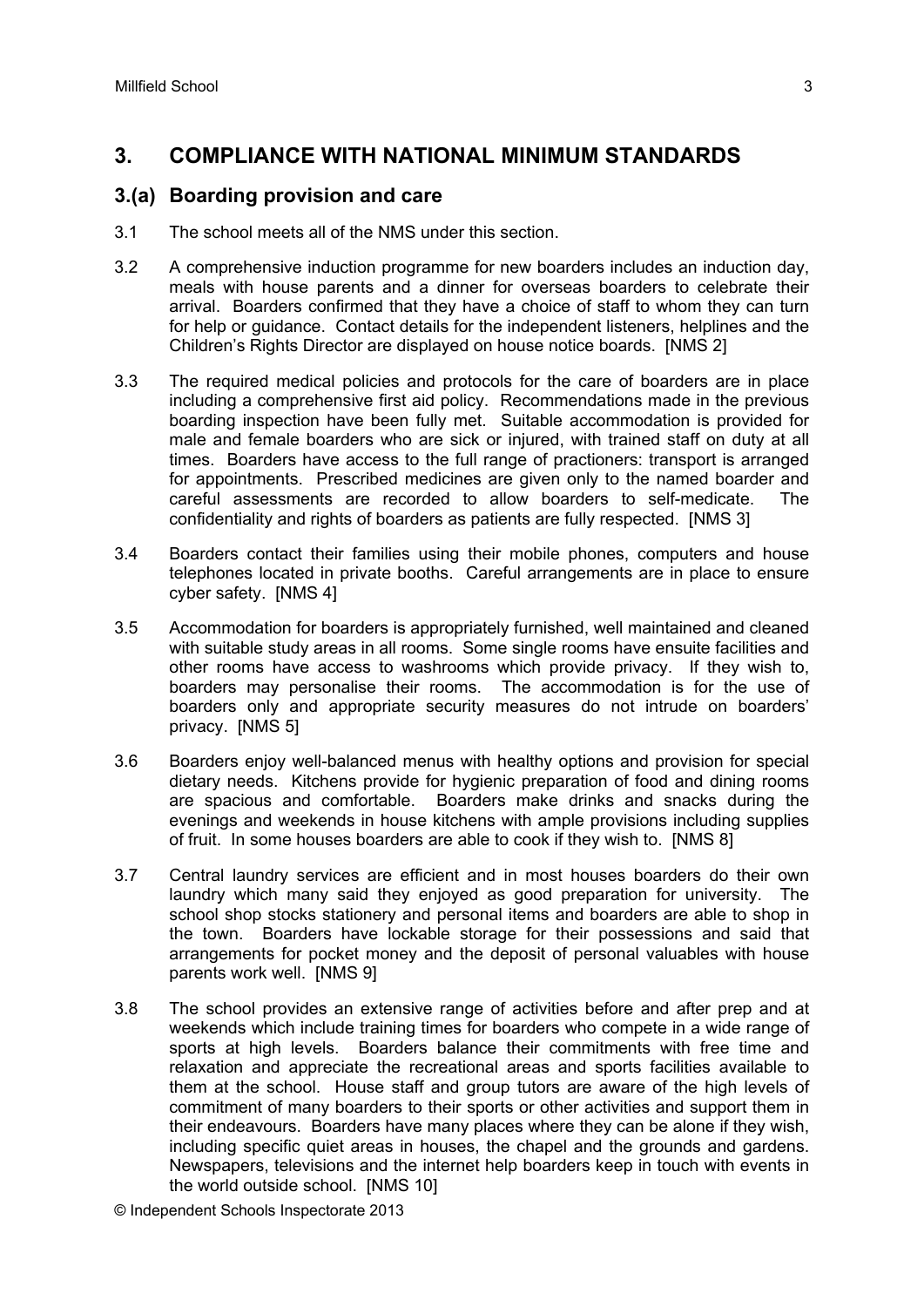## 3. COMPLIANCE WITH NATIONAL MINIMUM STANDARDS

### 3.(a) Boarding provision and care

3.1 The school meets all of the NMS under this section.

3.2 A comprehensive induction programme for new boarders includes an induction day, meals with house parents and a dinner for overseas boarders to celebrate their arrival. Boarders confirmed that they have a choice of staff to whom they can turn for help or guidance. Contact details for the independent listeners, helplines and the Children's Rights Director are displayed on house notice boards. [NMS 2]

3.3 The required medical policies and protocols for the care of boarders are in place including a comprehensive first aid policy. Recommendations made in the previous boarding inspection have been fully met. Suitable accommodation is provided for male and female boarders who are sick or injured, with trained staff on duty at all times. Boarders have access to the full range of practioners: transport is arranged for appointments. Prescribed medicines are given only to the named boarder and careful assessments are recorded to allow boarders to self-medicate. The confidentiality and rights of boarders as patients are fully respected. [NMS 3]

3.4 Boarders contact their families using their mobile phones, computers and house telephones located in private booths. Careful arrangements are in place to ensure cyber safety. [NMS 4]

3.5 Accommodation for boarders is appropriately furnished, well maintained and cleaned with suitable study areas in all rooms. Some single rooms have ensuite facilities and other rooms have access to washrooms which provide privacy. If they wish to, boarders may personalise their rooms. The accommodation is for the use of boarders only and appropriate security measures do not intrude on boarders' privacy. [NMS 5]

3.6 Boarders enjoy well-balanced menus with healthy options and provision for special dietary needs. Kitchens provide for hygienic preparation of food and dining rooms are spacious and comfortable. Boarders make drinks and snacks during the evenings and weekends in house kitchens with ample provisions including supplies of fruit. In some houses boarders are able to cook if they wish to. [NMS 8]

3.7 Central laundry services are efficient and in most houses boarders do their own laundry which many said they enjoyed as good preparation for university. The school shop stocks stationery and personal items and boarders are able to shop in the town. Boarders have lockable storage for their possessions and said that arrangements for pocket money and the deposit of personal valuables with house parents work well. [NMS 9]

3.8 The school provides an extensive range of activities before and after prep and at weekends which include training times for boarders who compete in a wide range of sports at high levels. Boarders balance their commitments with free time and relaxation and appreciate the recreational areas and sports facilities available to them at the school. House staff and group tutors are aware of the high levels of commitment of many boarders to their sports or other activities and support them in their endeavours. Boarders have many places where they can be alone if they wish, including specific quiet areas in houses, the chapel and the grounds and gardens. Newspapers, televisions and the internet help boarders keep in touch with events in the world outside school. [NMS 10]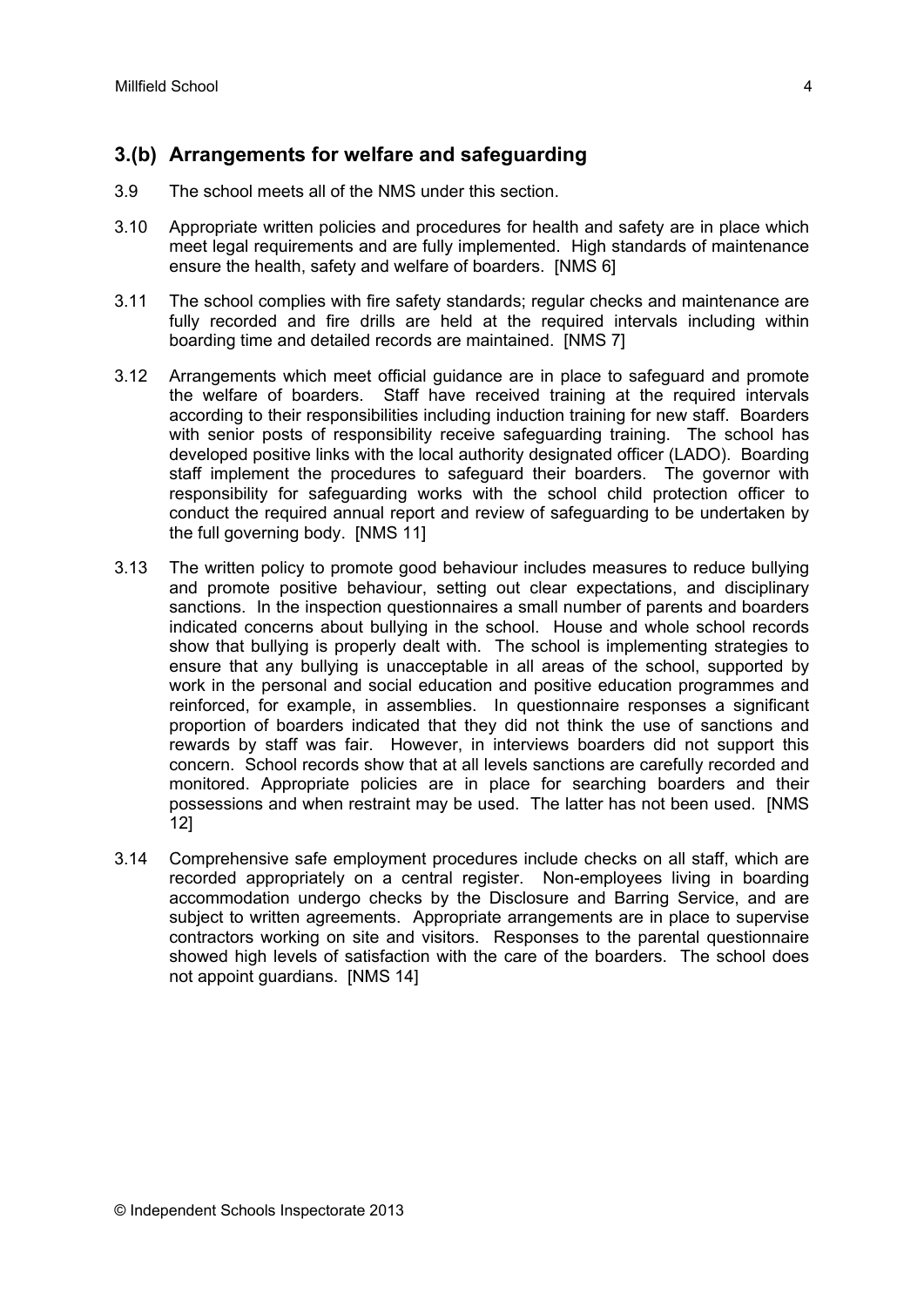## 3.(b) Arrangements for welfare and safeguarding

3.9 The school meets all of the NMS under this section.

3.10 Appropriate written policies and procedures for health and safety are in place which meet legal requirements and are fully implemented. High standards of maintenance ensure the health, safety and welfare of boarders. [NMS 6]

3.11 The school complies with fire safety standards; regular checks and maintenance are fully recorded and fire drills are held at the required intervals including within boarding time and detailed records are maintained. [NMS 7]

3.12 Arrangements which meet official guidance are in place to safeguard and promote the welfare of boarders. Staff have received training at the required intervals according to their responsibilities including induction training for new staff. Boarders with senior posts of responsibility receive safeguarding training. The school has developed positive links with the local authority designated officer (LADO). Boarding staff implement the procedures to safeguard their boarders. The governor with responsibility for safeguarding works with the school child protection officer to conduct the required annual report and review of safeguarding to be undertaken by the full governing body. [NMS 11]

3.13 The written policy to promote good behaviour includes measures to reduce bullying and promote positive behaviour, setting out clear expectations, and disciplinary sanctions. In the inspection questionnaires a small number of parents and boarders indicated concerns about bullying in the school. House and whole school records show that bullying is properly dealt with. The school is implementing strategies to ensure that any bullying is unacceptable in all areas of the school, supported by work in the personal and social education and positive education programmes and reinforced, for example, in assemblies. In questionnaire responses a significant proportion of boarders indicated that they did not think the use of sanctions and rewards by staff was fair. However, in interviews boarders did not support this concern. School records show that at all levels sanctions are carefully recorded and monitored. Appropriate policies are in place for searching boarders and their possessions and when restraint may be used. The latter has not been used. [NMS 12]

3.14 Comprehensive safe employment procedures include checks on all staff, which are recorded appropriately on a central register. Non-employees living in boarding accommodation undergo checks by the Disclosure and Barring Service, and are subject to written agreements. Appropriate arrangements are in place to supervise contractors working on site and visitors. Responses to the parental questionnaire showed high levels of satisfaction with the care of the boarders. The school does not appoint guardians. [NMS 14]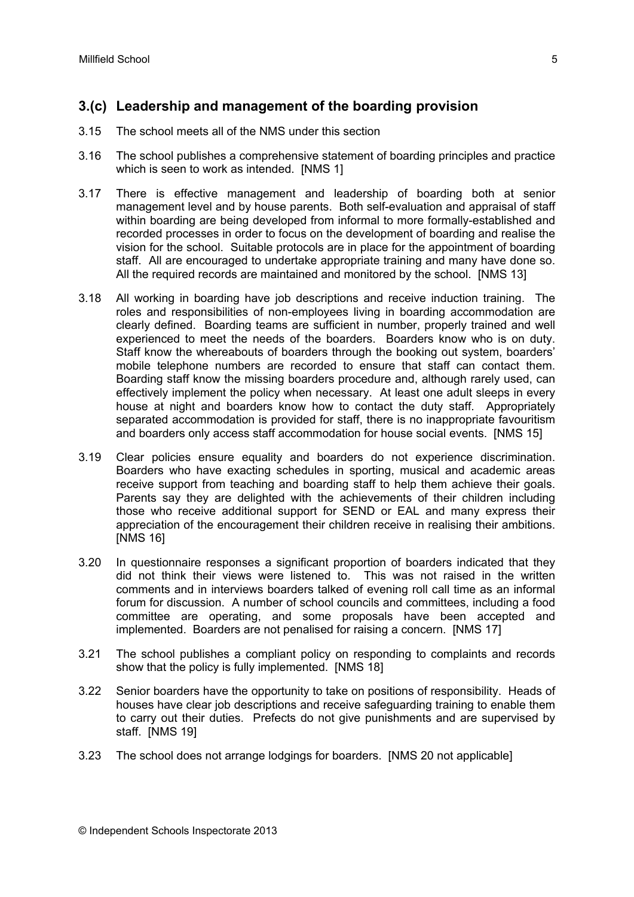## 3.(c) Leadership and management of the boarding provision

3.15 The school meets all of the NMS under this section

3.16 The school publishes a comprehensive statement of boarding principles and practice which is seen to work as intended. [NMS 1]

3.17 There is effective management and leadership of boarding both at senior management level and by house parents. Both self-evaluation and appraisal of staff within boarding are being developed from informal to more formally-established and recorded processes in order to focus on the development of boarding and realise the vision for the school. Suitable protocols are in place for the appointment of boarding staff. All are encouraged to undertake appropriate training and many have done so. All the required records are maintained and monitored by the school. [NMS 13]

3.18 All working in boarding have job descriptions and receive induction training. The roles and responsibilities of non-employees living in boarding accommodation are clearly defined. Boarding teams are sufficient in number, properly trained and well experienced to meet the needs of the boarders. Boarders know who is on duty. Staff know the whereabouts of boarders through the booking out system, boarders' mobile telephone numbers are recorded to ensure that staff can contact them. Boarding staff know the missing boarders procedure and, although rarely used, can effectively implement the policy when necessary. At least one adult sleeps in every house at night and boarders know how to contact the duty staff. Appropriately separated accommodation is provided for staff, there is no inappropriate favouritism and boarders only access staff accommodation for house social events. [NMS 15]

3.19 Clear policies ensure equality and boarders do not experience discrimination. Boarders who have exacting schedules in sporting, musical and academic areas receive support from teaching and boarding staff to help them achieve their goals. Parents say they are delighted with the achievements of their children including those who receive additional support for SEND or EAL and many express their appreciation of the encouragement their children receive in realising their ambitions. [NMS 16]

3.20 In questionnaire responses a significant proportion of boarders indicated that they did not think their views were listened to. This was not raised in the written comments and in interviews boarders talked of evening roll call time as an informal forum for discussion. A number of school councils and committees, including a food committee are operating, and some proposals have been accepted and implemented. Boarders are not penalised for raising a concern. [NMS 17]

3.21 The school publishes a compliant policy on responding to complaints and records show that the policy is fully implemented. [NMS 18]

3.22 Senior boarders have the opportunity to take on positions of responsibility. Heads of houses have clear job descriptions and receive safeguarding training to enable them to carry out their duties. Prefects do not give punishments and are supervised by staff. [NMS 19]

3.23 The school does not arrange lodgings for boarders. [NMS 20 not applicable]